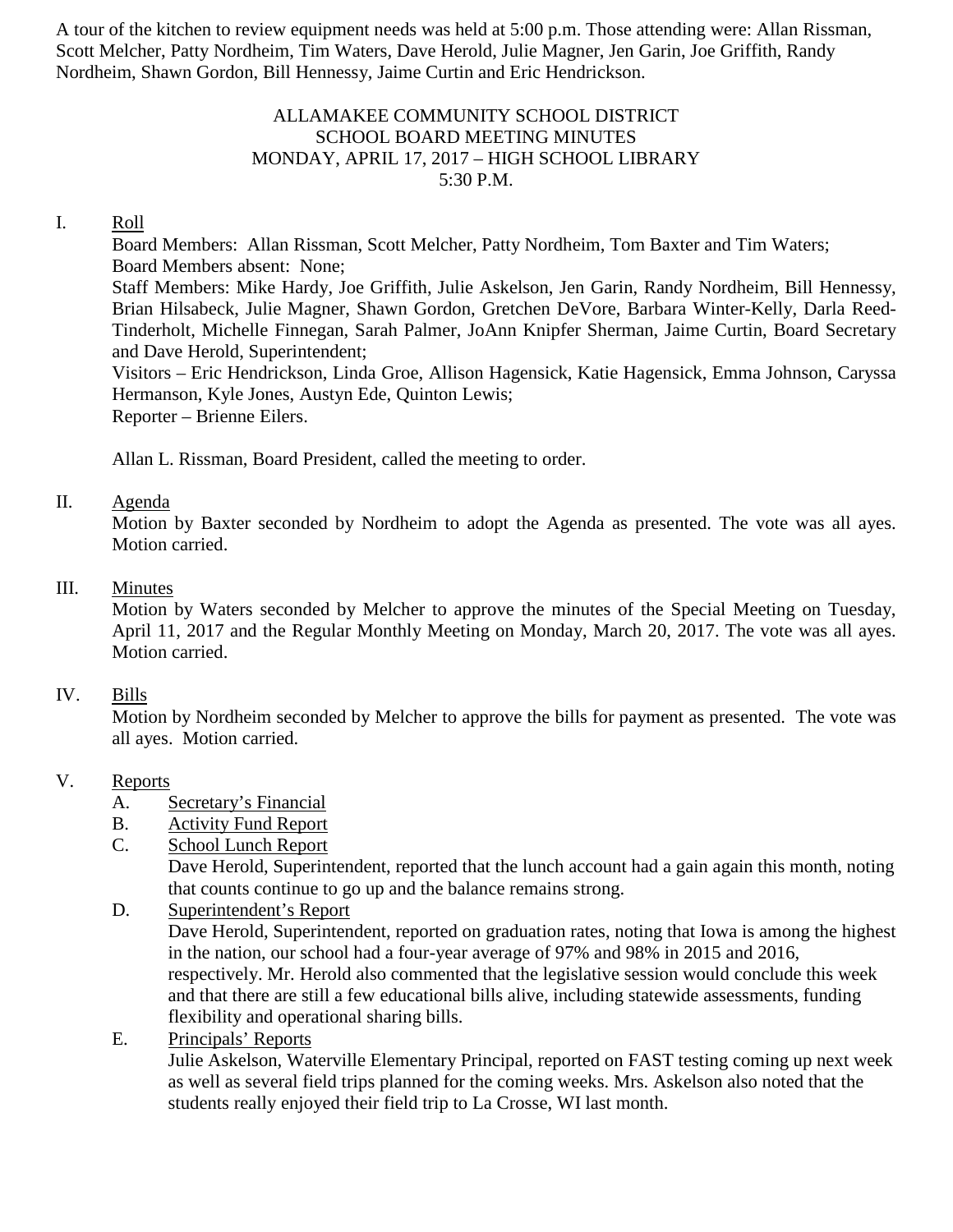A tour of the kitchen to review equipment needs was held at 5:00 p.m. Those attending were: Allan Rissman, Scott Melcher, Patty Nordheim, Tim Waters, Dave Herold, Julie Magner, Jen Garin, Joe Griffith, Randy Nordheim, Shawn Gordon, Bill Hennessy, Jaime Curtin and Eric Hendrickson.

# ALLAMAKEE COMMUNITY SCHOOL DISTRICT
## SCHOOL BOARD MEETING MINUTES
## MONDAY, APRIL 17, 2017 – HIGH SCHOOL LIBRARY
## 5:30 P.M.

I. Roll

Board Members: Allan Rissman, Scott Melcher, Patty Nordheim, Tom Baxter and Tim Waters; Board Members absent: None;

Staff Members: Mike Hardy, Joe Griffith, Julie Askelson, Jen Garin, Randy Nordheim, Bill Hennessy, Brian Hilsabeck, Julie Magner, Shawn Gordon, Gretchen DeVore, Barbara Winter-Kelly, Darla Reed-Tinderholt, Michelle Finnegan, Sarah Palmer, JoAnn Knipfer Sherman, Jaime Curtin, Board Secretary and Dave Herold, Superintendent;

Visitors – Eric Hendrickson, Linda Groe, Allison Hagensick, Katie Hagensick, Emma Johnson, Caryssa Hermanson, Kyle Jones, Austyn Ede, Quinton Lewis;

Reporter – Brienne Eilers.

Allan L. Rissman, Board President, called the meeting to order.

II. Agenda

Motion by Baxter seconded by Nordheim to adopt the Agenda as presented. The vote was all ayes. Motion carried.

III. Minutes

Motion by Waters seconded by Melcher to approve the minutes of the Special Meeting on Tuesday, April 11, 2017 and the Regular Monthly Meeting on Monday, March 20, 2017. The vote was all ayes. Motion carried.

IV. Bills

Motion by Nordheim seconded by Melcher to approve the bills for payment as presented. The vote was all ayes. Motion carried.

V. Reports

A. Secretary's Financial

B. Activity Fund Report

C. School Lunch Report

Dave Herold, Superintendent, reported that the lunch account had a gain again this month, noting that counts continue to go up and the balance remains strong.

D. Superintendent's Report

Dave Herold, Superintendent, reported on graduation rates, noting that Iowa is among the highest in the nation, our school had a four-year average of 97% and 98% in 2015 and 2016, respectively. Mr. Herold also commented that the legislative session would conclude this week and that there are still a few educational bills alive, including statewide assessments, funding flexibility and operational sharing bills.

E. Principals' Reports

Julie Askelson, Waterville Elementary Principal, reported on FAST testing coming up next week as well as several field trips planned for the coming weeks. Mrs. Askelson also noted that the students really enjoyed their field trip to La Crosse, WI last month.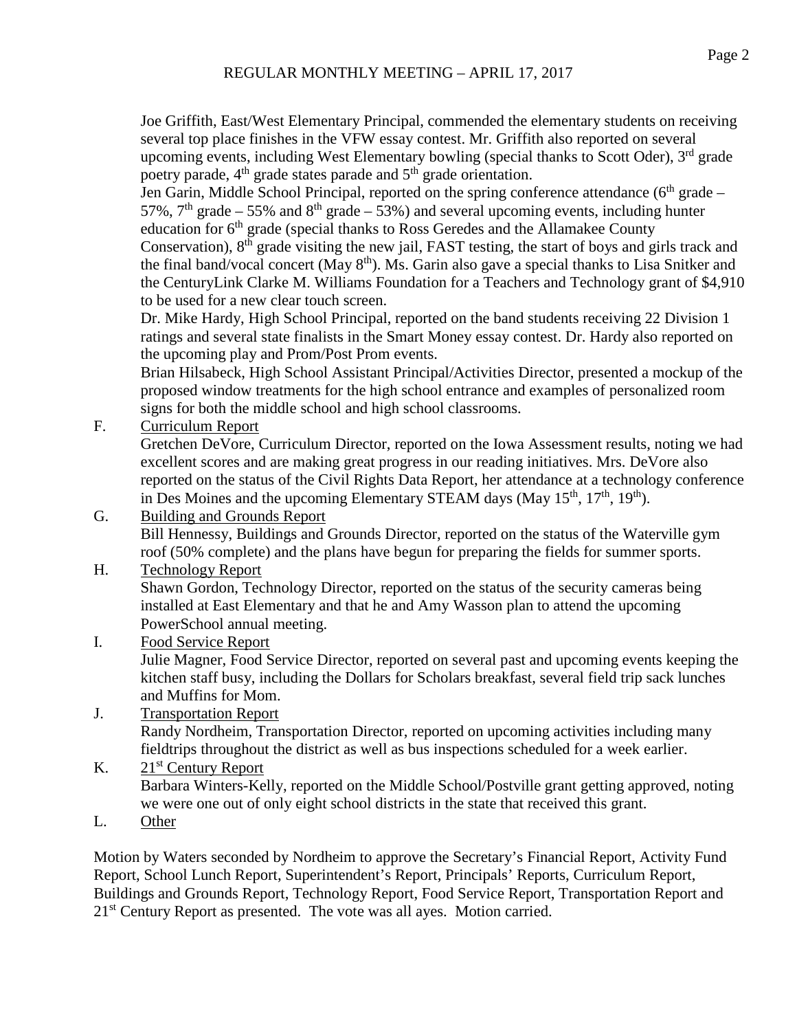Joe Griffith, East/West Elementary Principal, commended the elementary students on receiving several top place finishes in the VFW essay contest. Mr. Griffith also reported on several upcoming events, including West Elementary bowling (special thanks to Scott Oder), 3rd grade poetry parade, 4th grade states parade and 5th grade orientation.

Jen Garin, Middle School Principal, reported on the spring conference attendance (6th grade – 57%, 7th grade – 55% and 8th grade – 53%) and several upcoming events, including hunter education for 6th grade (special thanks to Ross Geredes and the Allamakee County Conservation), 8th grade visiting the new jail, FAST testing, the start of boys and girls track and the final band/vocal concert (May 8th). Ms. Garin also gave a special thanks to Lisa Snitker and the CenturyLink Clarke M. Williams Foundation for a Teachers and Technology grant of $4,910 to be used for a new clear touch screen.

Dr. Mike Hardy, High School Principal, reported on the band students receiving 22 Division 1 ratings and several state finalists in the Smart Money essay contest. Dr. Hardy also reported on the upcoming play and Prom/Post Prom events.

Brian Hilsabeck, High School Assistant Principal/Activities Director, presented a mockup of the proposed window treatments for the high school entrance and examples of personalized room signs for both the middle school and high school classrooms.

F. Curriculum Report

Gretchen DeVore, Curriculum Director, reported on the Iowa Assessment results, noting we had excellent scores and are making great progress in our reading initiatives. Mrs. DeVore also reported on the status of the Civil Rights Data Report, her attendance at a technology conference in Des Moines and the upcoming Elementary STEAM days (May 15th, 17th, 19th).

G. Building and Grounds Report

Bill Hennessy, Buildings and Grounds Director, reported on the status of the Waterville gym roof (50% complete) and the plans have begun for preparing the fields for summer sports.

H. Technology Report

Shawn Gordon, Technology Director, reported on the status of the security cameras being installed at East Elementary and that he and Amy Wasson plan to attend the upcoming PowerSchool annual meeting.

I. Food Service Report

Julie Magner, Food Service Director, reported on several past and upcoming events keeping the kitchen staff busy, including the Dollars for Scholars breakfast, several field trip sack lunches and Muffins for Mom.

J. Transportation Report

Randy Nordheim, Transportation Director, reported on upcoming activities including many fieldtrips throughout the district as well as bus inspections scheduled for a week earlier.

K. 21st Century Report

Barbara Winters-Kelly, reported on the Middle School/Postville grant getting approved, noting we were one out of only eight school districts in the state that received this grant.

L. Other

Motion by Waters seconded by Nordheim to approve the Secretary's Financial Report, Activity Fund Report, School Lunch Report, Superintendent's Report, Principals' Reports, Curriculum Report, Buildings and Grounds Report, Technology Report, Food Service Report, Transportation Report and 21st Century Report as presented. The vote was all ayes. Motion carried.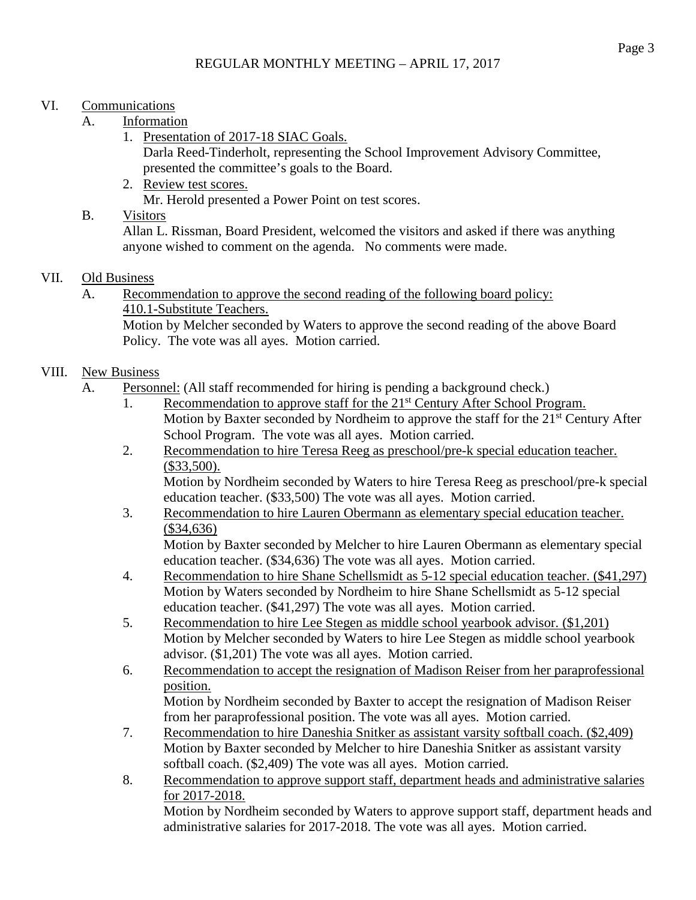REGULAR MONTHLY MEETING – APRIL 17, 2017

VI. Communications

A. Information

1. Presentation of 2017-18 SIAC Goals.
   Darla Reed-Tinderholt, representing the School Improvement Advisory Committee, presented the committee's goals to the Board.
2. Review test scores.
   Mr. Herold presented a Power Point on test scores.

B. Visitors

Allan L. Rissman, Board President, welcomed the visitors and asked if there was anything anyone wished to comment on the agenda. No comments were made.

VII. Old Business

A. Recommendation to approve the second reading of the following board policy: 410.1-Substitute Teachers.
   Motion by Melcher seconded by Waters to approve the second reading of the above Board Policy. The vote was all ayes. Motion carried.

VIII. New Business

A. Personnel: (All staff recommended for hiring is pending a background check.)

1. Recommendation to approve staff for the 21st Century After School Program.
   Motion by Baxter seconded by Nordheim to approve the staff for the 21st Century After School Program. The vote was all ayes. Motion carried.
2. Recommendation to hire Teresa Reeg as preschool/pre-k special education teacher. ($33,500).
   Motion by Nordheim seconded by Waters to hire Teresa Reeg as preschool/pre-k special education teacher. ($33,500) The vote was all ayes. Motion carried.
3. Recommendation to hire Lauren Obermann as elementary special education teacher. ($34,636)
   Motion by Baxter seconded by Melcher to hire Lauren Obermann as elementary special education teacher. ($34,636) The vote was all ayes. Motion carried.
4. Recommendation to hire Shane Schellsmidt as 5-12 special education teacher. ($41,297)
   Motion by Waters seconded by Nordheim to hire Shane Schellsmidt as 5-12 special education teacher. ($41,297) The vote was all ayes. Motion carried.
5. Recommendation to hire Lee Stegen as middle school yearbook advisor. ($1,201)
   Motion by Melcher seconded by Waters to hire Lee Stegen as middle school yearbook advisor. ($1,201) The vote was all ayes. Motion carried.
6. Recommendation to accept the resignation of Madison Reiser from her paraprofessional position.
   Motion by Nordheim seconded by Baxter to accept the resignation of Madison Reiser from her paraprofessional position. The vote was all ayes. Motion carried.
7. Recommendation to hire Daneshia Snitker as assistant varsity softball coach. ($2,409)
   Motion by Baxter seconded by Melcher to hire Daneshia Snitker as assistant varsity softball coach. ($2,409) The vote was all ayes. Motion carried.
8. Recommendation to approve support staff, department heads and administrative salaries for 2017-2018.
   Motion by Nordheim seconded by Waters to approve support staff, department heads and administrative salaries for 2017-2018. The vote was all ayes. Motion carried.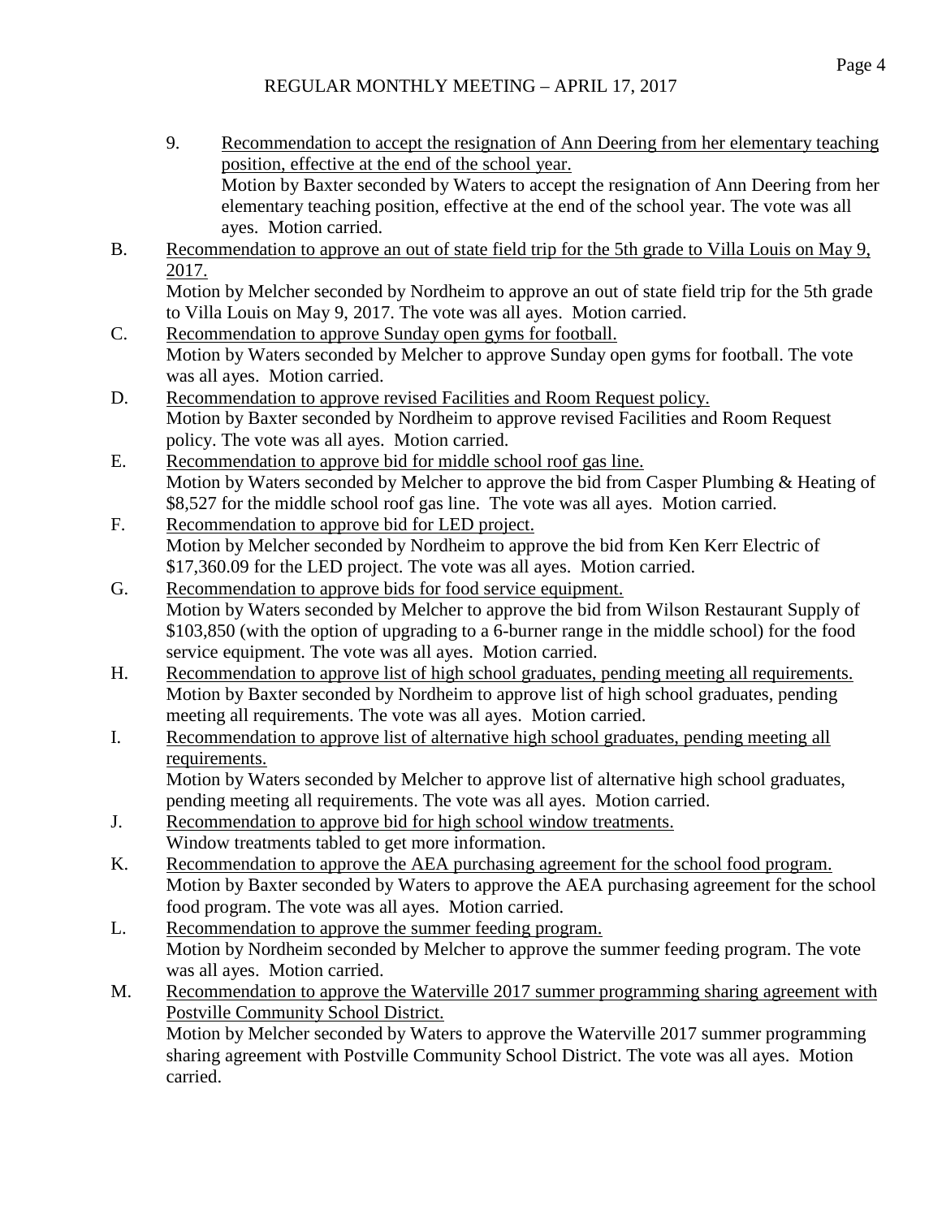9. <u>Recommendation to accept the resignation of Ann Deering from her elementary teaching position, effective at the end of the school year.</u>
   Motion by Baxter seconded by Waters to accept the resignation of Ann Deering from her elementary teaching position, effective at the end of the school year. The vote was all ayes. Motion carried.

B. <u>Recommendation to approve an out of state field trip for the 5th grade to Villa Louis on May 9, 2017.</u>
   Motion by Melcher seconded by Nordheim to approve an out of state field trip for the 5th grade to Villa Louis on May 9, 2017. The vote was all ayes. Motion carried.

C. <u>Recommendation to approve Sunday open gyms for football.</u>
   Motion by Waters seconded by Melcher to approve Sunday open gyms for football. The vote was all ayes. Motion carried.

D. <u>Recommendation to approve revised Facilities and Room Request policy.</u>
   Motion by Baxter seconded by Nordheim to approve revised Facilities and Room Request policy. The vote was all ayes. Motion carried.

E. <u>Recommendation to approve bid for middle school roof gas line.</u>
   Motion by Waters seconded by Melcher to approve the bid from Casper Plumbing & Heating of $8,527 for the middle school roof gas line. The vote was all ayes. Motion carried.

F. <u>Recommendation to approve bid for LED project.</u>
   Motion by Melcher seconded by Nordheim to approve the bid from Ken Kerr Electric of $17,360.09 for the LED project. The vote was all ayes. Motion carried.

G. <u>Recommendation to approve bids for food service equipment.</u>
   Motion by Waters seconded by Melcher to approve the bid from Wilson Restaurant Supply of $103,850 (with the option of upgrading to a 6-burner range in the middle school) for the food service equipment. The vote was all ayes. Motion carried.

H. <u>Recommendation to approve list of high school graduates, pending meeting all requirements.</u>
   Motion by Baxter seconded by Nordheim to approve list of high school graduates, pending meeting all requirements. The vote was all ayes. Motion carried.

I. <u>Recommendation to approve list of alternative high school graduates, pending meeting all requirements.</u>
   Motion by Waters seconded by Melcher to approve list of alternative high school graduates, pending meeting all requirements. The vote was all ayes. Motion carried.

J. <u>Recommendation to approve bid for high school window treatments.</u>
   Window treatments tabled to get more information.

K. <u>Recommendation to approve the AEA purchasing agreement for the school food program.</u>
   Motion by Baxter seconded by Waters to approve the AEA purchasing agreement for the school food program. The vote was all ayes. Motion carried.

L. <u>Recommendation to approve the summer feeding program.</u>
   Motion by Nordheim seconded by Melcher to approve the summer feeding program. The vote was all ayes. Motion carried.

M. <u>Recommendation to approve the Waterville 2017 summer programming sharing agreement with Postville Community School District.</u>
   Motion by Melcher seconded by Waters to approve the Waterville 2017 summer programming sharing agreement with Postville Community School District. The vote was all ayes. Motion carried.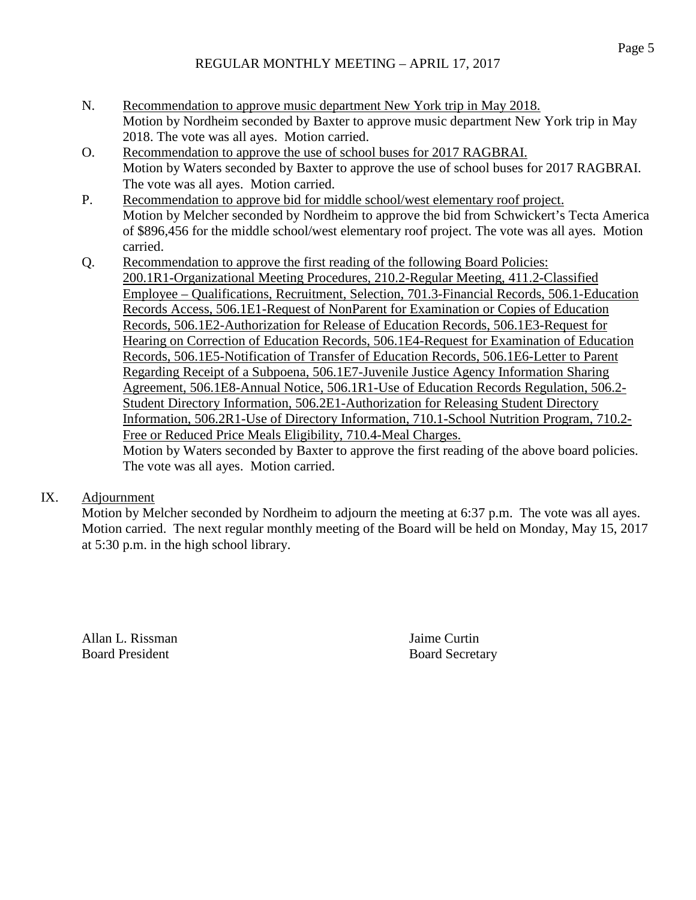N. Recommendation to approve music department New York trip in May 2018.
Motion by Nordheim seconded by Baxter to approve music department New York trip in May 2018. The vote was all ayes. Motion carried.

O. Recommendation to approve the use of school buses for 2017 RAGBRAI.
Motion by Waters seconded by Baxter to approve the use of school buses for 2017 RAGBRAI. The vote was all ayes. Motion carried.

P. Recommendation to approve bid for middle school/west elementary roof project.
Motion by Melcher seconded by Nordheim to approve the bid from Schwickert's Tecta America of $896,456 for the middle school/west elementary roof project. The vote was all ayes. Motion carried.

Q. Recommendation to approve the first reading of the following Board Policies: 200.1R1-Organizational Meeting Procedures, 210.2-Regular Meeting, 411.2-Classified Employee – Qualifications, Recruitment, Selection, 701.3-Financial Records, 506.1-Education Records Access, 506.1E1-Request of NonParent for Examination or Copies of Education Records, 506.1E2-Authorization for Release of Education Records, 506.1E3-Request for Hearing on Correction of Education Records, 506.1E4-Request for Examination of Education Records, 506.1E5-Notification of Transfer of Education Records, 506.1E6-Letter to Parent Regarding Receipt of a Subpoena, 506.1E7-Juvenile Justice Agency Information Sharing Agreement, 506.1E8-Annual Notice, 506.1R1-Use of Education Records Regulation, 506.2-Student Directory Information, 506.2E1-Authorization for Releasing Student Directory Information, 506.2R1-Use of Directory Information, 710.1-School Nutrition Program, 710.2-Free or Reduced Price Meals Eligibility, 710.4-Meal Charges.
Motion by Waters seconded by Baxter to approve the first reading of the above board policies. The vote was all ayes. Motion carried.

IX. Adjournment

Motion by Melcher seconded by Nordheim to adjourn the meeting at 6:37 p.m. The vote was all ayes. Motion carried. The next regular monthly meeting of the Board will be held on Monday, May 15, 2017 at 5:30 p.m. in the high school library.

Allan L. Rissman
Board President

Jaime Curtin
Board Secretary